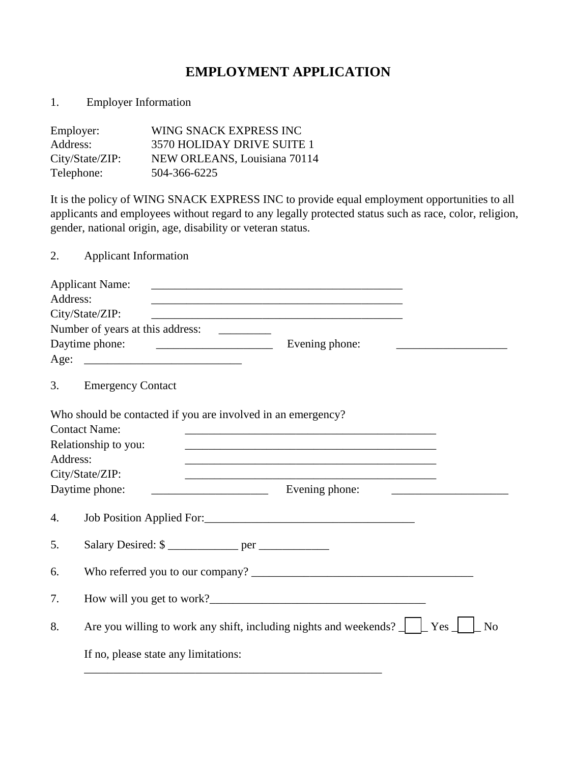# EMPLOYMENT APPLICATION

1. Employer Information

Employer: WING SNACK EXPRESS INC
Address: 3570 HOLIDAY DRIVE SUITE 1
City/State/ZIP: NEW ORLEANS, Louisiana 70114
Telephone: 504-366-6225

It is the policy of WING SNACK EXPRESS INC to provide equal employment opportunities to all applicants and employees without regard to any legally protected status such as race, color, religion, gender, national origin, age, disability or veteran status.

2. Applicant Information

Applicant Name: ____________________________________________
Address: ____________________________________________
City/State/ZIP: ____________________________________________
Number of years at this address: _________
Daytime phone: ____________________ Evening phone: ___________________
Age: ___________________________

3. Emergency Contact

Who should be contacted if you are involved in an emergency?
Contact Name: ____________________________________________
Relationship to you: ____________________________________________
Address: ____________________________________________
City/State/ZIP: ____________________________________________
Daytime phone: ____________________ Evening phone: ____________________

4. Job Position Applied For: ____________________________________

5. Salary Desired: $ ____________ per ____________

6. Who referred you to our company? ______________________________________

7. How will you get to work? _____________________________________

8. Are you willing to work any shift, including nights and weekends? ☐ Yes ☐ No

   If no, please state any limitations:
   ____________________________________________________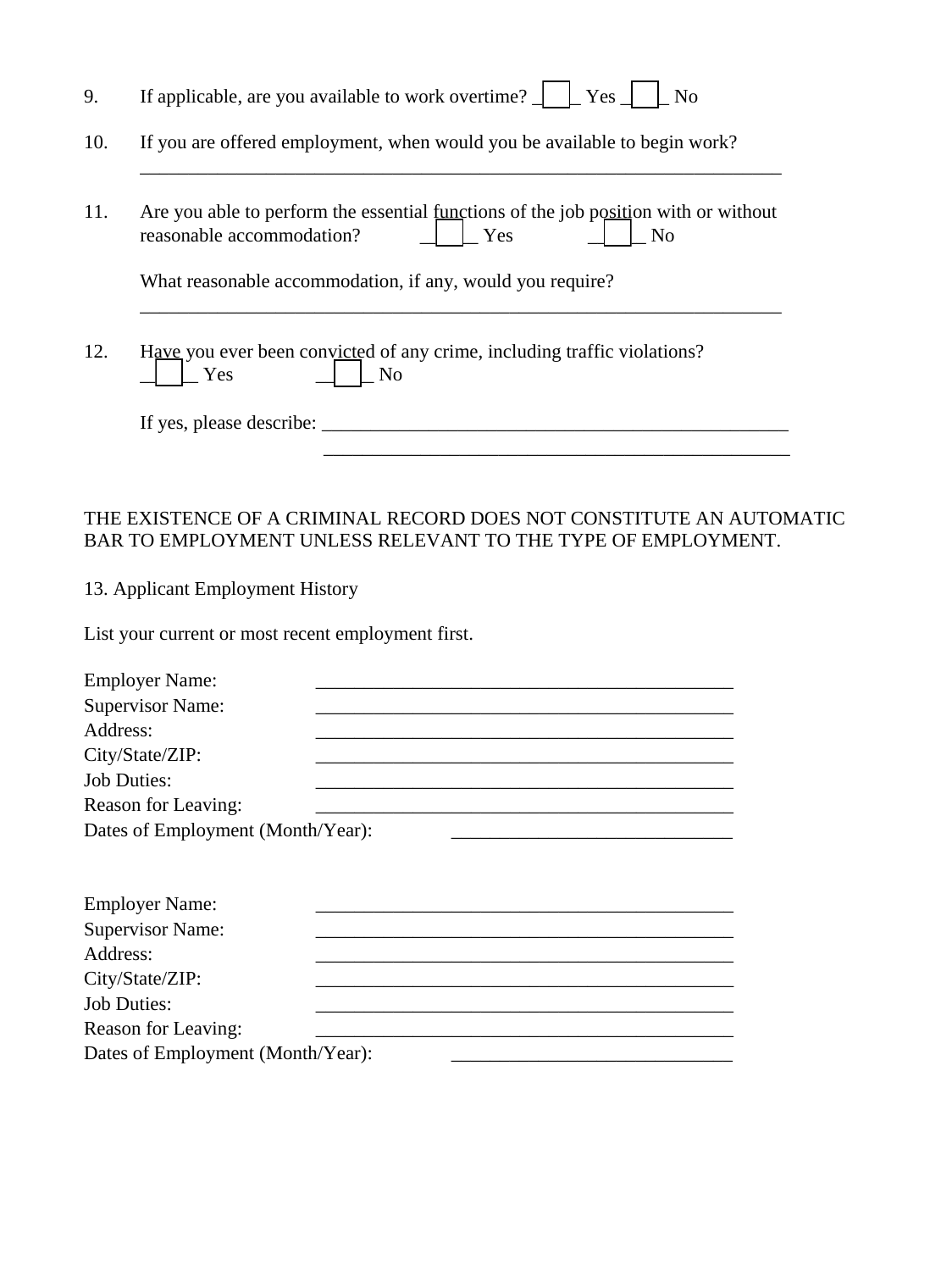9. If applicable, are you available to work overtime? ☐ Yes ☐ No

10. If you are offered employment, when would you be available to begin work?

    ______________________________________________________________________

11. Are you able to perform the essential functions of the job position with or without reasonable accommodation? ☐ Yes ☐ No

    What reasonable accommodation, if any, would you require?

    ______________________________________________________________________

12. Have you ever been convicted of any crime, including traffic violations?
    ☐ Yes ☐ No

    If yes, please describe: ______________________________________________
    ______________________________________________

THE EXISTENCE OF A CRIMINAL RECORD DOES NOT CONSTITUTE AN AUTOMATIC BAR TO EMPLOYMENT UNLESS RELEVANT TO THE TYPE OF EMPLOYMENT.

13. Applicant Employment History

List your current or most recent employment first.

Employer Name: ______________________________________________
Supervisor Name: ______________________________________________
Address: ______________________________________________
City/State/ZIP: ______________________________________________
Job Duties: ______________________________________________
Reason for Leaving: ______________________________________________
Dates of Employment (Month/Year): ______________________________

Employer Name: ______________________________________________
Supervisor Name: ______________________________________________
Address: ______________________________________________
City/State/ZIP: ______________________________________________
Job Duties: ______________________________________________
Reason for Leaving: ______________________________________________
Dates of Employment (Month/Year): ______________________________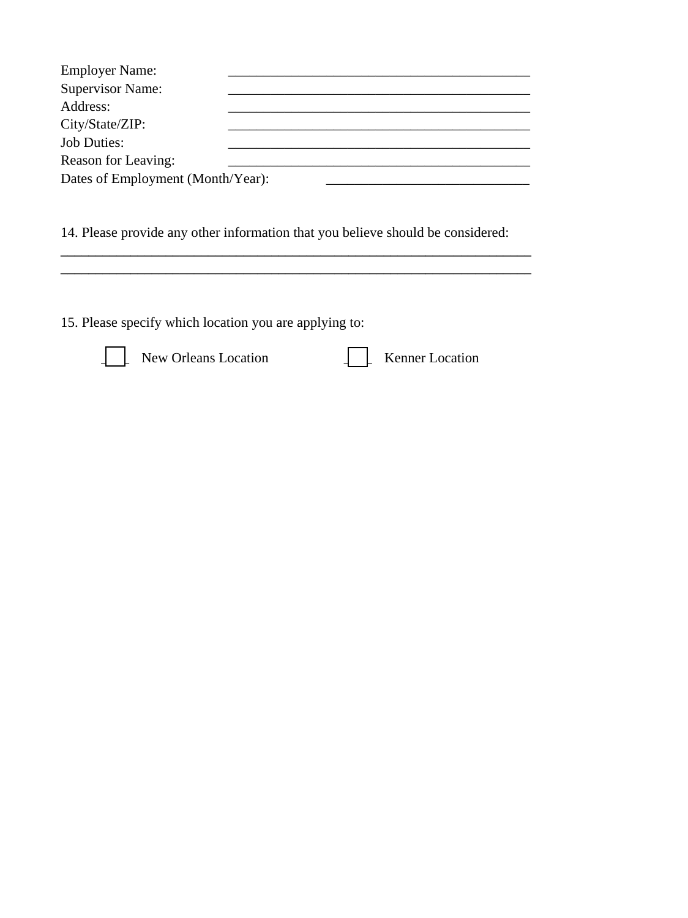Employer Name: ____________________________________________

Supervisor Name: ____________________________________________

Address: ____________________________________________

City/State/ZIP: ____________________________________________

Job Duties: ____________________________________________

Reason for Leaving: ____________________________________________

Dates of Employment (Month/Year): ______________________________

14. Please provide any other information that you believe should be considered:

______________________________________________________________________

______________________________________________________________________

15. Please specify which location you are applying to:

☐ New Orleans Location ☐ Kenner Location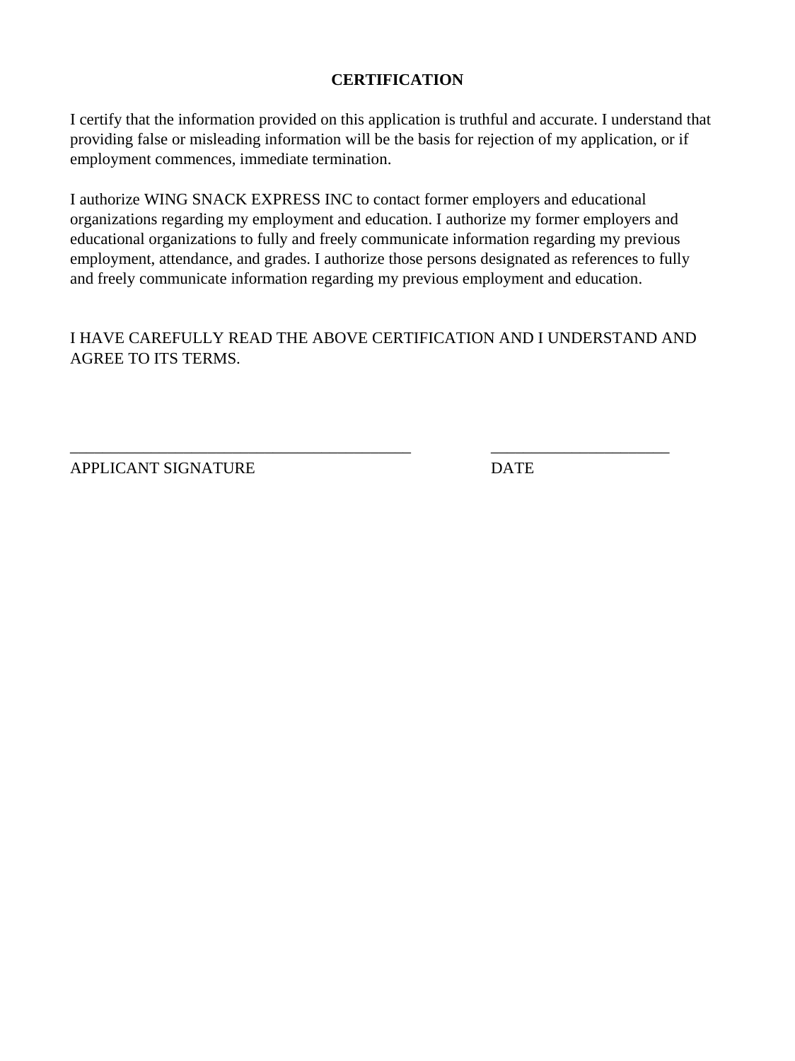## CERTIFICATION

I certify that the information provided on this application is truthful and accurate. I understand that providing false or misleading information will be the basis for rejection of my application, or if employment commences, immediate termination.

I authorize WING SNACK EXPRESS INC to contact former employers and educational organizations regarding my employment and education. I authorize my former employers and educational organizations to fully and freely communicate information regarding my previous employment, attendance, and grades. I authorize those persons designated as references to fully and freely communicate information regarding my previous employment and education.

I HAVE CAREFULLY READ THE ABOVE CERTIFICATION AND I UNDERSTAND AND AGREE TO ITS TERMS.

\_\_\_\_\_\_\_\_\_\_\_\_\_\_\_\_\_\_\_\_\_\_\_\_\_\_\_\_\_\_\_\_\_\_\_\_\_\_\_\_\_\_\_\_ \_\_\_\_\_\_\_\_\_\_\_\_\_\_\_\_\_\_\_\_\_\_\_

APPLICANT SIGNATURE DATE